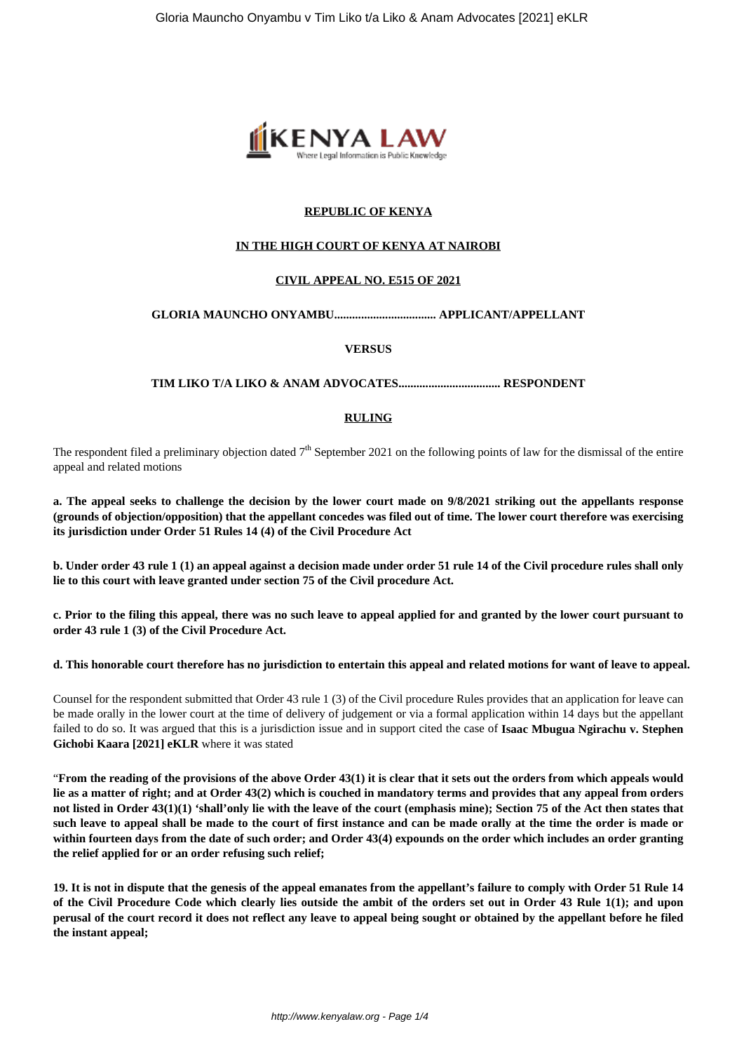**REPUBLIC OF KENYA**

**IN THE HIGH COURT OF KENYA AT NAIROBI**

**CIVIL APPEAL NO. E515 OF 2021**

**GLORIA MAUNCHO ONYAMBU.................................. APPLICANT/APPELLANT**

**VERSUS**

**TIM LIKO T/A LIKO & ANAM ADVOCATES.................................. RESPONDENT**

**RULING**

The respondent filed a preliminary objection dated 7th September 2021 on the following points of law for the dismissal of the entire appeal and related motions

**a. The appeal seeks to challenge the decision by the lower court made on 9/8/2021 striking out the appellants response (grounds of objection/opposition) that the appellant concedes was filed out of time. The lower court therefore was exercising its jurisdiction under Order 51 Rules 14 (4) of the Civil Procedure Act**

**b. Under order 43 rule 1 (1) an appeal against a decision made under order 51 rule 14 of the Civil procedure rules shall only lie to this court with leave granted under section 75 of the Civil procedure Act.**

**c. Prior to the filing this appeal, there was no such leave to appeal applied for and granted by the lower court pursuant to order 43 rule 1 (3) of the Civil Procedure Act.**

**d. This honorable court therefore has no jurisdiction to entertain this appeal and related motions for want of leave to appeal.**

Counsel for the respondent submitted that Order 43 rule 1 (3) of the Civil procedure Rules provides that an application for leave can be made orally in the lower court at the time of delivery of judgement or via a formal application within 14 days but the appellant failed to do so. It was argued that this is a jurisdiction issue and in support cited the case of **Isaac Mbugua Ngirachu v. Stephen Gichobi Kaara [2021] eKLR** where it was stated

"**From the reading of the provisions of the above Order 43(1) it is clear that it sets out the orders from which appeals would lie as a matter of right; and at Order 43(2) which is couched in mandatory terms and provides that any appeal from orders not listed in Order 43(1)(1) 'shall'only lie with the leave of the court (emphasis mine); Section 75 of the Act then states that such leave to appeal shall be made to the court of first instance and can be made orally at the time the order is made or within fourteen days from the date of such order; and Order 43(4) expounds on the order which includes an order granting the relief applied for or an order refusing such relief;**

**19. It is not in dispute that the genesis of the appeal emanates from the appellant's failure to comply with Order 51 Rule 14 of the Civil Procedure Code which clearly lies outside the ambit of the orders set out in Order 43 Rule 1(1); and upon perusal of the court record it does not reflect any leave to appeal being sought or obtained by the appellant before he filed the instant appeal;**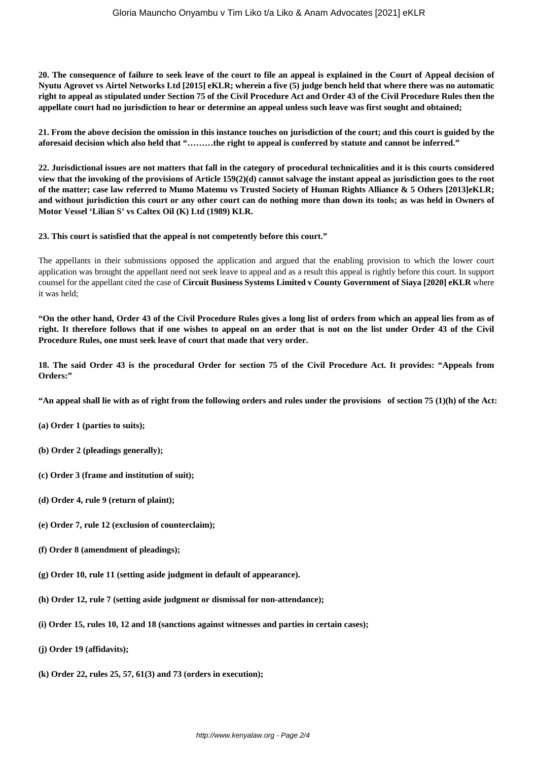**20. The consequence of failure to seek leave of the court to file an appeal is explained in the Court of Appeal decision of Nyutu Agrovet vs Airtel Networks Ltd [2015] eKLR; wherein a five (5) judge bench held that where there was no automatic right to appeal as stipulated under Section 75 of the Civil Procedure Act and Order 43 of the Civil Procedure Rules then the appellate court had no jurisdiction to hear or determine an appeal unless such leave was first sought and obtained;**

**21. From the above decision the omission in this instance touches on jurisdiction of the court; and this court is guided by the aforesaid decision which also held that "………the right to appeal is conferred by statute and cannot be inferred."**

**22. Jurisdictional issues are not matters that fall in the category of procedural technicalities and it is this courts considered view that the invoking of the provisions of Article 159(2)(d) cannot salvage the instant appeal as jurisdiction goes to the root of the matter; case law referred to Mumo Matemu vs Trusted Society of Human Rights Alliance & 5 Others [2013]eKLR; and without jurisdiction this court or any other court can do nothing more than down its tools; as was held in Owners of Motor Vessel 'Lilian S' vs Caltex Oil (K) Ltd (1989) KLR.**

**23. This court is satisfied that the appeal is not competently before this court."**

The appellants in their submissions opposed the application and argued that the enabling provision to which the lower court application was brought the appellant need not seek leave to appeal and as a result this appeal is rightly before this court. In support counsel for the appellant cited the case of **Circuit Business Systems Limited v County Government of Siaya [2020] eKLR** where it was held;

**"On the other hand, Order 43 of the Civil Procedure Rules gives a long list of orders from which an appeal lies from as of right. It therefore follows that if one wishes to appeal on an order that is not on the list under Order 43 of the Civil Procedure Rules, one must seek leave of court that made that very order.**

**18. The said Order 43 is the procedural Order for section 75 of the Civil Procedure Act. It provides: "Appeals from Orders:"**

**"An appeal shall lie with as of right from the following orders and rules under the provisions of section 75 (1)(h) of the Act:**

**(a) Order 1 (parties to suits);**

**(b) Order 2 (pleadings generally);**

**(c) Order 3 (frame and institution of suit);**

**(d) Order 4, rule 9 (return of plaint);**

**(e) Order 7, rule 12 (exclusion of counterclaim);**

**(f) Order 8 (amendment of pleadings);**

**(g) Order 10, rule 11 (setting aside judgment in default of appearance).**

**(h) Order 12, rule 7 (setting aside judgment or dismissal for non-attendance);**

**(i) Order 15, rules 10, 12 and 18 (sanctions against witnesses and parties in certain cases);**

**(j) Order 19 (affidavits);**

**(k) Order 22, rules 25, 57, 61(3) and 73 (orders in execution);**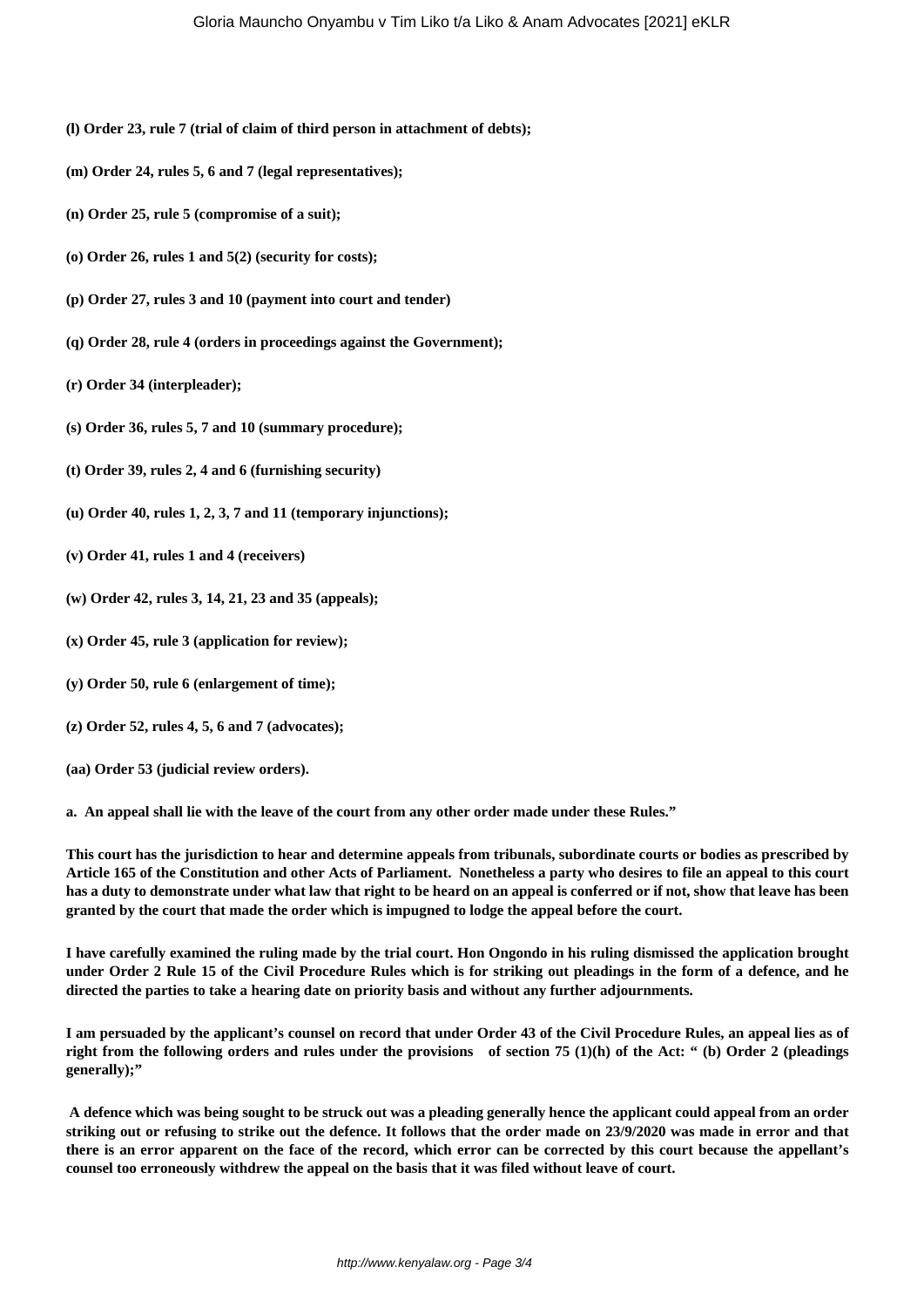**(l) Order 23, rule 7 (trial of claim of third person in attachment of debts);**

**(m) Order 24, rules 5, 6 and 7 (legal representatives);**

**(n) Order 25, rule 5 (compromise of a suit);**

**(o) Order 26, rules 1 and 5(2) (security for costs);**

**(p) Order 27, rules 3 and 10 (payment into court and tender)**

**(q) Order 28, rule 4 (orders in proceedings against the Government);**

**(r) Order 34 (interpleader);**

**(s) Order 36, rules 5, 7 and 10 (summary procedure);**

**(t) Order 39, rules 2, 4 and 6 (furnishing security)**

**(u) Order 40, rules 1, 2, 3, 7 and 11 (temporary injunctions);**

**(v) Order 41, rules 1 and 4 (receivers)**

**(w) Order 42, rules 3, 14, 21, 23 and 35 (appeals);**

**(x) Order 45, rule 3 (application for review);**

**(y) Order 50, rule 6 (enlargement of time);**

**(z) Order 52, rules 4, 5, 6 and 7 (advocates);**

**(aa) Order 53 (judicial review orders).**

**a. An appeal shall lie with the leave of the court from any other order made under these Rules."**

**This court has the jurisdiction to hear and determine appeals from tribunals, subordinate courts or bodies as prescribed by Article 165 of the Constitution and other Acts of Parliament. Nonetheless a party who desires to file an appeal to this court has a duty to demonstrate under what law that right to be heard on an appeal is conferred or if not, show that leave has been granted by the court that made the order which is impugned to lodge the appeal before the court.**

**I have carefully examined the ruling made by the trial court. Hon Ongondo in his ruling dismissed the application brought under Order 2 Rule 15 of the Civil Procedure Rules which is for striking out pleadings in the form of a defence, and he directed the parties to take a hearing date on priority basis and without any further adjournments.**

**I am persuaded by the applicant's counsel on record that under Order 43 of the Civil Procedure Rules, an appeal lies as of right from the following orders and rules under the provisions of section 75 (1)(h) of the Act: " (b) Order 2 (pleadings generally);"**

**A defence which was being sought to be struck out was a pleading generally hence the applicant could appeal from an order striking out or refusing to strike out the defence. It follows that the order made on 23/9/2020 was made in error and that there is an error apparent on the face of the record, which error can be corrected by this court because the appellant's counsel too erroneously withdrew the appeal on the basis that it was filed without leave of court.**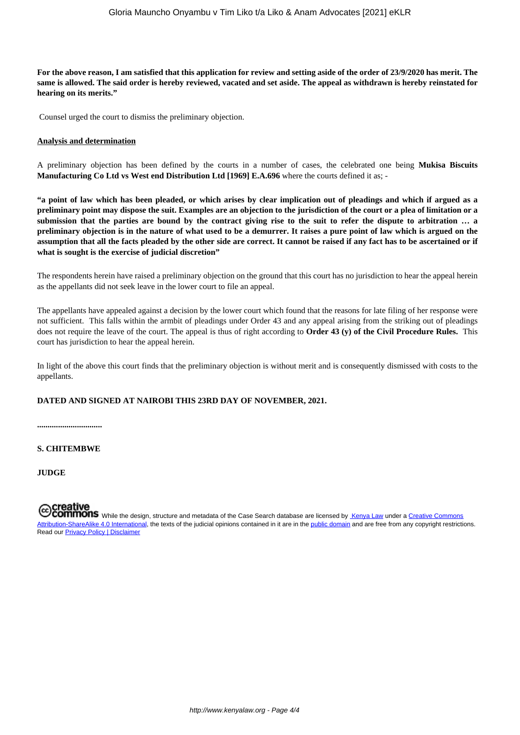**For the above reason, I am satisfied that this application for review and setting aside of the order of 23/9/2020 has merit. The same is allowed. The said order is hereby reviewed, vacated and set aside. The appeal as withdrawn is hereby reinstated for hearing on its merits."**

Counsel urged the court to dismiss the preliminary objection.

**Analysis and determination**

A preliminary objection has been defined by the courts in a number of cases, the celebrated one being **Mukisa Biscuits Manufacturing Co Ltd vs West end Distribution Ltd [1969] E.A.696** where the courts defined it as; -

**"a point of law which has been pleaded, or which arises by clear implication out of pleadings and which if argued as a preliminary point may dispose the suit. Examples are an objection to the jurisdiction of the court or a plea of limitation or a submission that the parties are bound by the contract giving rise to the suit to refer the dispute to arbitration … a preliminary objection is in the nature of what used to be a demurrer. It raises a pure point of law which is argued on the assumption that all the facts pleaded by the other side are correct. It cannot be raised if any fact has to be ascertained or if what is sought is the exercise of judicial discretion"**

The respondents herein have raised a preliminary objection on the ground that this court has no jurisdiction to hear the appeal herein as the appellants did not seek leave in the lower court to file an appeal.

The appellants have appealed against a decision by the lower court which found that the reasons for late filing of her response were not sufficient. This falls within the armbit of pleadings under Order 43 and any appeal arising from the striking out of pleadings does not require the leave of the court. The appeal is thus of right according to **Order 43 (y) of the Civil Procedure Rules.** This court has jurisdiction to hear the appeal herein.

In light of the above this court finds that the preliminary objection is without merit and is consequently dismissed with costs to the appellants.

**DATED AND SIGNED AT NAIROBI THIS 23RD DAY OF NOVEMBER, 2021.**

**..............................**

**S. CHITEMBWE**

**JUDGE**

While the design, structure and metadata of the Case Search database are licensed by Kenya Law under a Creative Commons Attribution-ShareAlike 4.0 International, the texts of the judicial opinions contained in it are in the public domain and are free from any copyright restrictions. Read our Privacy Policy | Disclaimer